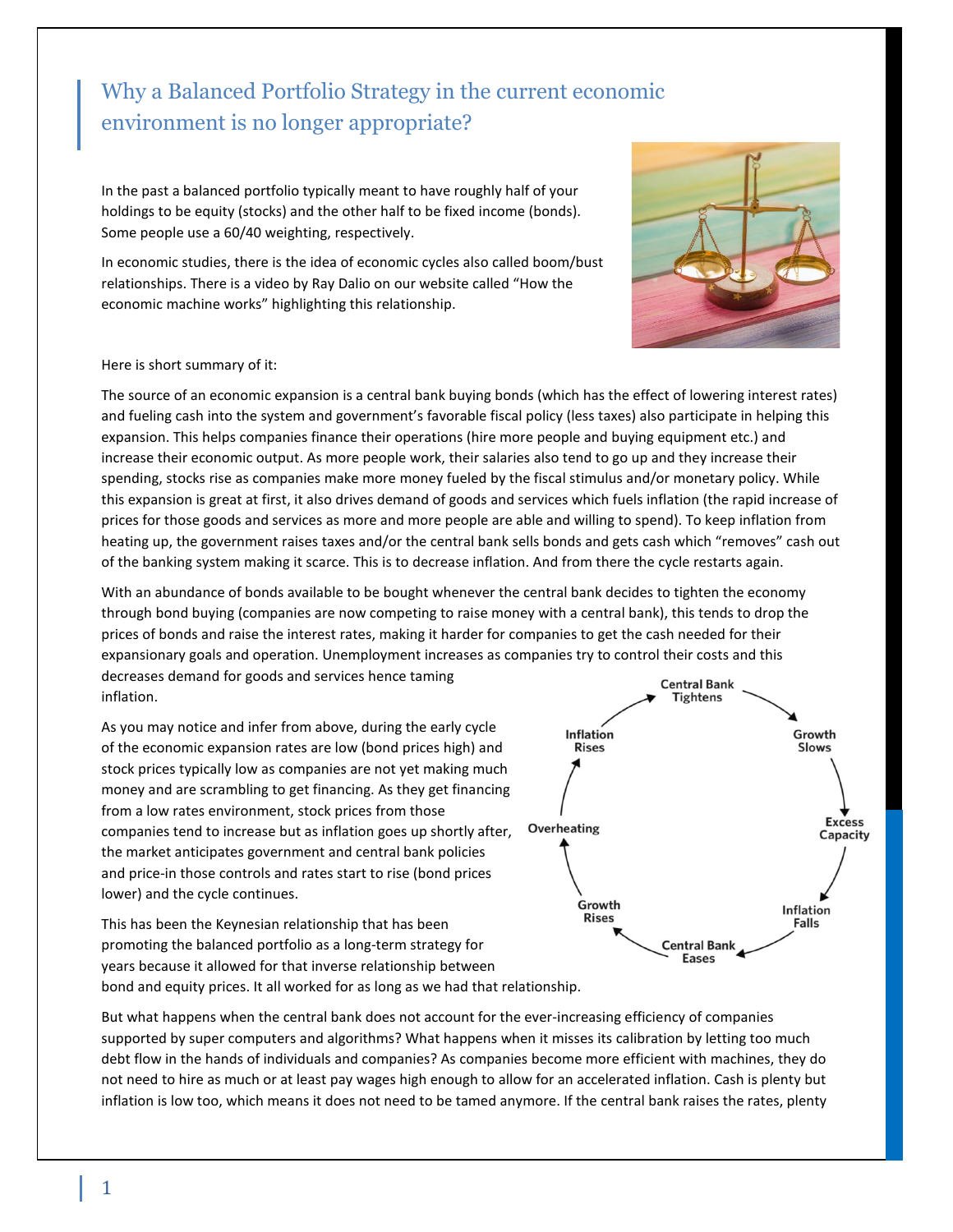# Why a Balanced Portfolio Strategy in the current economic environment is no longer appropriate?

In the past a balanced portfolio typically meant to have roughly half of your holdings to be equity (stocks) and the other half to be fixed income (bonds). Some people use a 60/40 weighting, respectively.

In economic studies, there is the idea of economic cycles also called boom/bust relationships. There is a video by Ray Dalio on our website called "How the economic machine works" highlighting this relationship.

Here is short summary of it:

The source of an economic expansion is a central bank buying bonds (which has the effect of lowering interest rates) and fueling cash into the system and government's favorable fiscal policy (less taxes) also participate in helping this expansion. This helps companies finance their operations (hire more people and buying equipment etc.) and increase their economic output. As more people work, their salaries also tend to go up and they increase their spending, stocks rise as companies make more money fueled by the fiscal stimulus and/or monetary policy. While this expansion is great at first, it also drives demand of goods and services which fuels inflation (the rapid increase of prices for those goods and services as more and more people are able and willing to spend). To keep inflation from heating up, the government raises taxes and/or the central bank sells bonds and gets cash which "removes" cash out of the banking system making it scarce. This is to decrease inflation. And from there the cycle restarts again.

With an abundance of bonds available to be bought whenever the central bank decides to tighten the economy through bond buying (companies are now competing to raise money with a central bank), this tends to drop the prices of bonds and raise the interest rates, making it harder for companies to get the cash needed for their expansionary goals and operation. Unemployment increases as companies try to control their costs and this decreases demand for goods and services hence taming inflation.

As you may notice and infer from above, during the early cycle of the economic expansion rates are low (bond prices high) and stock prices typically low as companies are not yet making much money and are scrambling to get financing. As they get financing from a low rates environment, stock prices from those companies tend to increase but as inflation goes up shortly after, the market anticipates government and central bank policies and price-in those controls and rates start to rise (bond prices lower) and the cycle continues.

Central Bank Tightens → Growth Slows → Excess Capacity → Inflation Falls → Central Bank Eases → Growth Rises → Overheating → Inflation Rises → Central Bank Tightens

This has been the Keynesian relationship that has been promoting the balanced portfolio as a long-term strategy for years because it allowed for that inverse relationship between bond and equity prices. It all worked for as long as we had that relationship.

But what happens when the central bank does not account for the ever-increasing efficiency of companies supported by super computers and algorithms? What happens when it misses its calibration by letting too much debt flow in the hands of individuals and companies? As companies become more efficient with machines, they do not need to hire as much or at least pay wages high enough to allow for an accelerated inflation. Cash is plenty but inflation is low too, which means it does not need to be tamed anymore. If the central bank raises the rates, plenty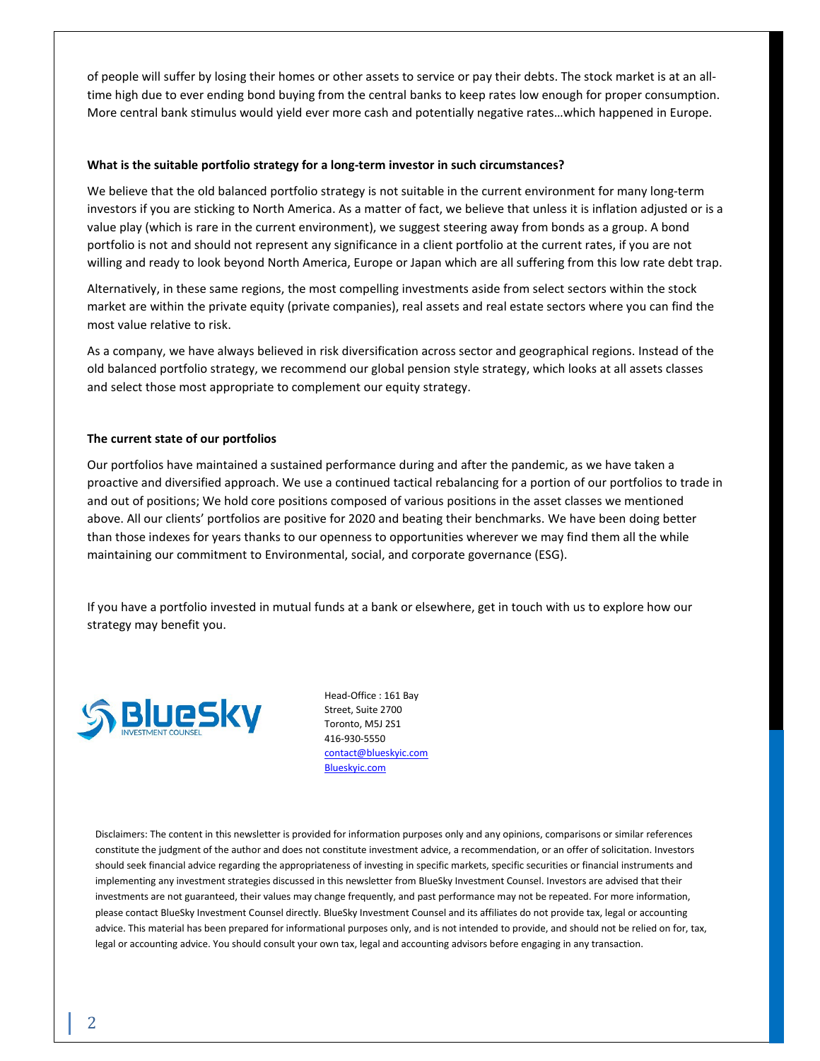of people will suffer by losing their homes or other assets to service or pay their debts. The stock market is at an all-time high due to ever ending bond buying from the central banks to keep rates low enough for proper consumption. More central bank stimulus would yield ever more cash and potentially negative rates…which happened in Europe.

**What is the suitable portfolio strategy for a long-term investor in such circumstances?**

We believe that the old balanced portfolio strategy is not suitable in the current environment for many long-term investors if you are sticking to North America. As a matter of fact, we believe that unless it is inflation adjusted or is a value play (which is rare in the current environment), we suggest steering away from bonds as a group. A bond portfolio is not and should not represent any significance in a client portfolio at the current rates, if you are not willing and ready to look beyond North America, Europe or Japan which are all suffering from this low rate debt trap.

Alternatively, in these same regions, the most compelling investments aside from select sectors within the stock market are within the private equity (private companies), real assets and real estate sectors where you can find the most value relative to risk.

As a company, we have always believed in risk diversification across sector and geographical regions. Instead of the old balanced portfolio strategy, we recommend our global pension style strategy, which looks at all assets classes and select those most appropriate to complement our equity strategy.

**The current state of our portfolios**

Our portfolios have maintained a sustained performance during and after the pandemic, as we have taken a proactive and diversified approach. We use a continued tactical rebalancing for a portion of our portfolios to trade in and out of positions; We hold core positions composed of various positions in the asset classes we mentioned above. All our clients' portfolios are positive for 2020 and beating their benchmarks. We have been doing better than those indexes for years thanks to our openness to opportunities wherever we may find them all the while maintaining our commitment to Environmental, social, and corporate governance (ESG).

If you have a portfolio invested in mutual funds at a bank or elsewhere, get in touch with us to explore how our strategy may benefit you.

BlueSky INVESTMENT COUNSEL

Head-Office : 161 Bay Street, Suite 2700
Toronto, M5J 2S1
416-930-5550
contact@blueskyic.com
Blueskyic.com

Disclaimers: The content in this newsletter is provided for information purposes only and any opinions, comparisons or similar references constitute the judgment of the author and does not constitute investment advice, a recommendation, or an offer of solicitation. Investors should seek financial advice regarding the appropriateness of investing in specific markets, specific securities or financial instruments and implementing any investment strategies discussed in this newsletter from BlueSky Investment Counsel. Investors are advised that their investments are not guaranteed, their values may change frequently, and past performance may not be repeated. For more information, please contact BlueSky Investment Counsel directly. BlueSky Investment Counsel and its affiliates do not provide tax, legal or accounting advice. This material has been prepared for informational purposes only, and is not intended to provide, and should not be relied on for, tax, legal or accounting advice. You should consult your own tax, legal and accounting advisors before engaging in any transaction.